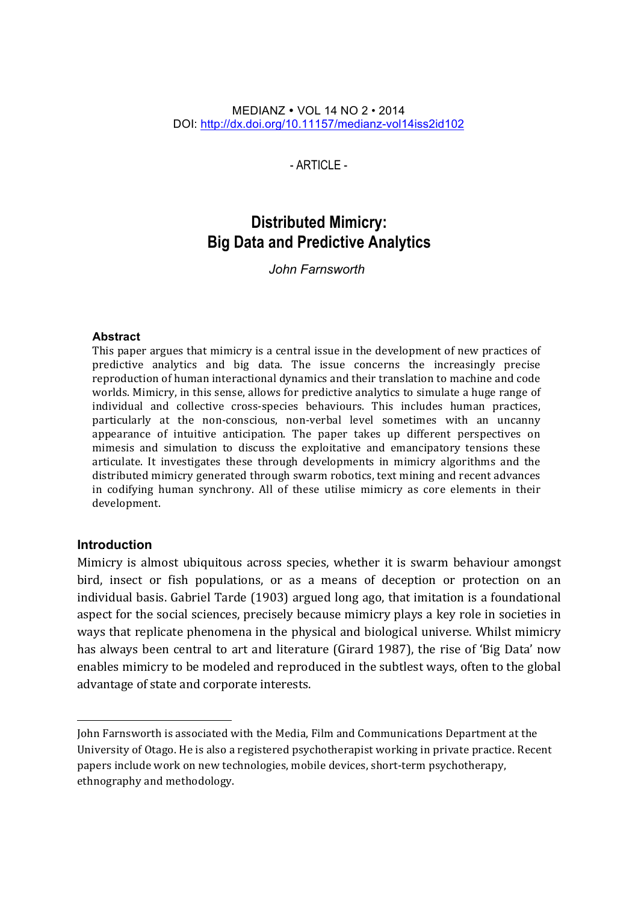MEDIANZ • VOL 14 NO 2 • 2014
DOI: http://dx.doi.org/10.11157/medianz-vol14iss2id102

\- ARTICLE -

# Distributed Mimicry: Big Data and Predictive Analytics

*John Farnsworth*

### Abstract

This paper argues that mimicry is a central issue in the development of new practices of predictive analytics and big data. The issue concerns the increasingly precise reproduction of human interactional dynamics and their translation to machine and code worlds. Mimicry, in this sense, allows for predictive analytics to simulate a huge range of individual and collective cross-species behaviours. This includes human practices, particularly at the non-conscious, non-verbal level sometimes with an uncanny appearance of intuitive anticipation. The paper takes up different perspectives on mimesis and simulation to discuss the exploitative and emancipatory tensions these articulate. It investigates these through developments in mimicry algorithms and the distributed mimicry generated through swarm robotics, text mining and recent advances in codifying human synchrony. All of these utilise mimicry as core elements in their development.

## Introduction

Mimicry is almost ubiquitous across species, whether it is swarm behaviour amongst bird, insect or fish populations, or as a means of deception or protection on an individual basis. Gabriel Tarde (1903) argued long ago, that imitation is a foundational aspect for the social sciences, precisely because mimicry plays a key role in societies in ways that replicate phenomena in the physical and biological universe. Whilst mimicry has always been central to art and literature (Girard 1987), the rise of 'Big Data' now enables mimicry to be modeled and reproduced in the subtlest ways, often to the global advantage of state and corporate interests.

---

John Farnsworth is associated with the Media, Film and Communications Department at the University of Otago. He is also a registered psychotherapist working in private practice. Recent papers include work on new technologies, mobile devices, short-term psychotherapy, ethnography and methodology.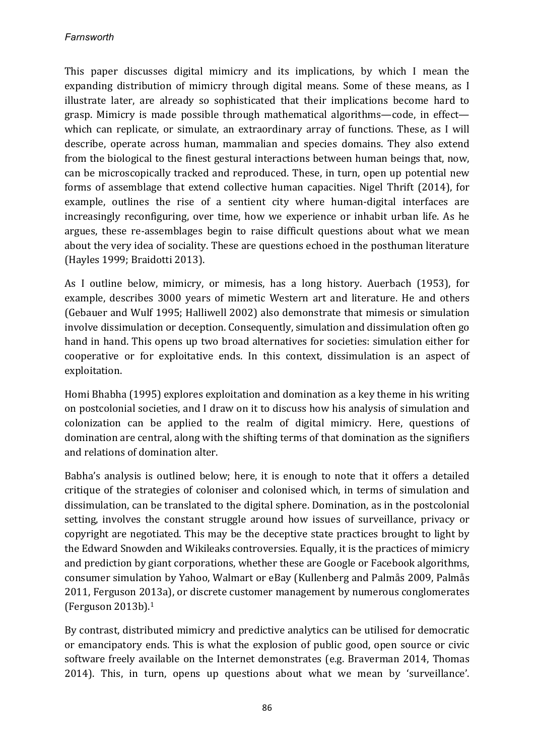This paper discusses digital mimicry and its implications, by which I mean the expanding distribution of mimicry through digital means. Some of these means, as I illustrate later, are already so sophisticated that their implications become hard to grasp. Mimicry is made possible through mathematical algorithms—code, in effect—which can replicate, or simulate, an extraordinary array of functions. These, as I will describe, operate across human, mammalian and species domains. They also extend from the biological to the finest gestural interactions between human beings that, now, can be microscopically tracked and reproduced. These, in turn, open up potential new forms of assemblage that extend collective human capacities. Nigel Thrift (2014), for example, outlines the rise of a sentient city where human-digital interfaces are increasingly reconfiguring, over time, how we experience or inhabit urban life. As he argues, these re-assemblages begin to raise difficult questions about what we mean about the very idea of sociality. These are questions echoed in the posthuman literature (Hayles 1999; Braidotti 2013).

As I outline below, mimicry, or mimesis, has a long history. Auerbach (1953), for example, describes 3000 years of mimetic Western art and literature. He and others (Gebauer and Wulf 1995; Halliwell 2002) also demonstrate that mimesis or simulation involve dissimulation or deception. Consequently, simulation and dissimulation often go hand in hand. This opens up two broad alternatives for societies: simulation either for cooperative or for exploitative ends. In this context, dissimulation is an aspect of exploitation.

Homi Bhabha (1995) explores exploitation and domination as a key theme in his writing on postcolonial societies, and I draw on it to discuss how his analysis of simulation and colonization can be applied to the realm of digital mimicry. Here, questions of domination are central, along with the shifting terms of that domination as the signifiers and relations of domination alter.

Babha's analysis is outlined below; here, it is enough to note that it offers a detailed critique of the strategies of coloniser and colonised which, in terms of simulation and dissimulation, can be translated to the digital sphere. Domination, as in the postcolonial setting, involves the constant struggle around how issues of surveillance, privacy or copyright are negotiated. This may be the deceptive state practices brought to light by the Edward Snowden and Wikileaks controversies. Equally, it is the practices of mimicry and prediction by giant corporations, whether these are Google or Facebook algorithms, consumer simulation by Yahoo, Walmart or eBay (Kullenberg and Palmås 2009, Palmås 2011, Ferguson 2013a), or discrete customer management by numerous conglomerates (Ferguson 2013b).[1]

By contrast, distributed mimicry and predictive analytics can be utilised for democratic or emancipatory ends. This is what the explosion of public good, open source or civic software freely available on the Internet demonstrates (e.g. Braverman 2014, Thomas 2014). This, in turn, opens up questions about what we mean by 'surveillance'.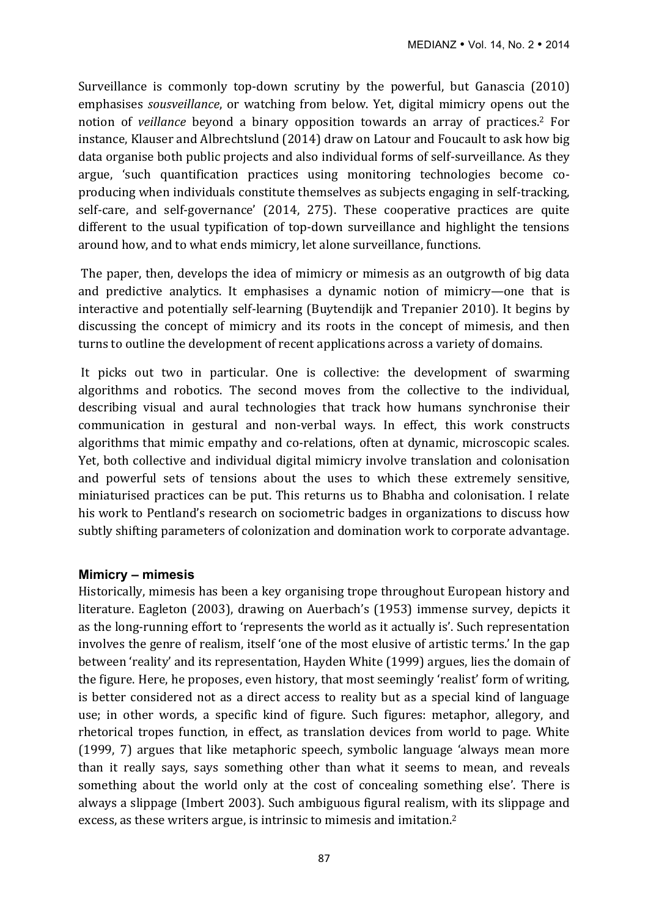Surveillance is commonly top-down scrutiny by the powerful, but Ganascia (2010) emphasises *sousveillance*, or watching from below. Yet, digital mimicry opens out the notion of *veillance* beyond a binary opposition towards an array of practices.[2] For instance, Klauser and Albrechtslund (2014) draw on Latour and Foucault to ask how big data organise both public projects and also individual forms of self-surveillance. As they argue, 'such quantification practices using monitoring technologies become co-producing when individuals constitute themselves as subjects engaging in self-tracking, self-care, and self-governance' (2014, 275). These cooperative practices are quite different to the usual typification of top-down surveillance and highlight the tensions around how, and to what ends mimicry, let alone surveillance, functions.

The paper, then, develops the idea of mimicry or mimesis as an outgrowth of big data and predictive analytics. It emphasises a dynamic notion of mimicry—one that is interactive and potentially self-learning (Buytendijk and Trepanier 2010). It begins by discussing the concept of mimicry and its roots in the concept of mimesis, and then turns to outline the development of recent applications across a variety of domains.

It picks out two in particular. One is collective: the development of swarming algorithms and robotics. The second moves from the collective to the individual, describing visual and aural technologies that track how humans synchronise their communication in gestural and non-verbal ways. In effect, this work constructs algorithms that mimic empathy and co-relations, often at dynamic, microscopic scales. Yet, both collective and individual digital mimicry involve translation and colonisation and powerful sets of tensions about the uses to which these extremely sensitive, miniaturised practices can be put. This returns us to Bhabha and colonisation. I relate his work to Pentland's research on sociometric badges in organizations to discuss how subtly shifting parameters of colonization and domination work to corporate advantage.

## Mimicry – mimesis

Historically, mimesis has been a key organising trope throughout European history and literature. Eagleton (2003), drawing on Auerbach's (1953) immense survey, depicts it as the long-running effort to 'represents the world as it actually is'. Such representation involves the genre of realism, itself 'one of the most elusive of artistic terms.' In the gap between 'reality' and its representation, Hayden White (1999) argues, lies the domain of the figure. Here, he proposes, even history, that most seemingly 'realist' form of writing, is better considered not as a direct access to reality but as a special kind of language use; in other words, a specific kind of figure. Such figures: metaphor, allegory, and rhetorical tropes function, in effect, as translation devices from world to page. White (1999, 7) argues that like metaphoric speech, symbolic language 'always mean more than it really says, says something other than what it seems to mean, and reveals something about the world only at the cost of concealing something else'. There is always a slippage (Imbert 2003). Such ambiguous figural realism, with its slippage and excess, as these writers argue, is intrinsic to mimesis and imitation.[2]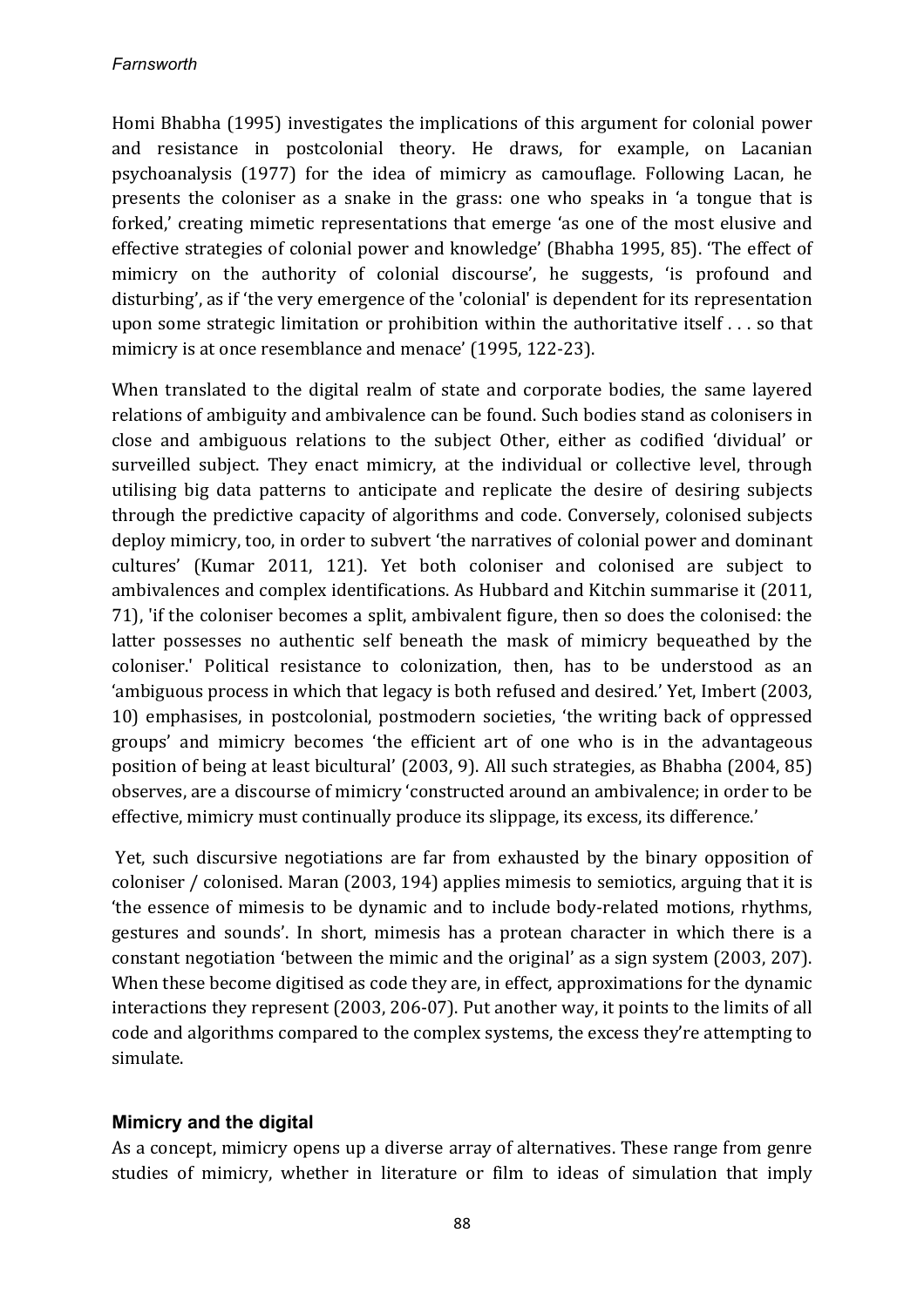Homi Bhabha (1995) investigates the implications of this argument for colonial power and resistance in postcolonial theory. He draws, for example, on Lacanian psychoanalysis (1977) for the idea of mimicry as camouflage. Following Lacan, he presents the coloniser as a snake in the grass: one who speaks in 'a tongue that is forked,' creating mimetic representations that emerge 'as one of the most elusive and effective strategies of colonial power and knowledge' (Bhabha 1995, 85). 'The effect of mimicry on the authority of colonial discourse', he suggests, 'is profound and disturbing', as if 'the very emergence of the 'colonial' is dependent for its representation upon some strategic limitation or prohibition within the authoritative itself . . . so that mimicry is at once resemblance and menace' (1995, 122-23).

When translated to the digital realm of state and corporate bodies, the same layered relations of ambiguity and ambivalence can be found. Such bodies stand as colonisers in close and ambiguous relations to the subject Other, either as codified 'dividual' or surveilled subject. They enact mimicry, at the individual or collective level, through utilising big data patterns to anticipate and replicate the desire of desiring subjects through the predictive capacity of algorithms and code. Conversely, colonised subjects deploy mimicry, too, in order to subvert 'the narratives of colonial power and dominant cultures' (Kumar 2011, 121). Yet both coloniser and colonised are subject to ambivalences and complex identifications. As Hubbard and Kitchin summarise it (2011, 71), 'if the coloniser becomes a split, ambivalent figure, then so does the colonised: the latter possesses no authentic self beneath the mask of mimicry bequeathed by the coloniser.' Political resistance to colonization, then, has to be understood as an 'ambiguous process in which that legacy is both refused and desired.' Yet, Imbert (2003, 10) emphasises, in postcolonial, postmodern societies, 'the writing back of oppressed groups' and mimicry becomes 'the efficient art of one who is in the advantageous position of being at least bicultural' (2003, 9). All such strategies, as Bhabha (2004, 85) observes, are a discourse of mimicry 'constructed around an ambivalence; in order to be effective, mimicry must continually produce its slippage, its excess, its difference.'

Yet, such discursive negotiations are far from exhausted by the binary opposition of coloniser / colonised. Maran (2003, 194) applies mimesis to semiotics, arguing that it is 'the essence of mimesis to be dynamic and to include body-related motions, rhythms, gestures and sounds'. In short, mimesis has a protean character in which there is a constant negotiation 'between the mimic and the original' as a sign system (2003, 207). When these become digitised as code they are, in effect, approximations for the dynamic interactions they represent (2003, 206-07). Put another way, it points to the limits of all code and algorithms compared to the complex systems, the excess they're attempting to simulate.

### Mimicry and the digital

As a concept, mimicry opens up a diverse array of alternatives. These range from genre studies of mimicry, whether in literature or film to ideas of simulation that imply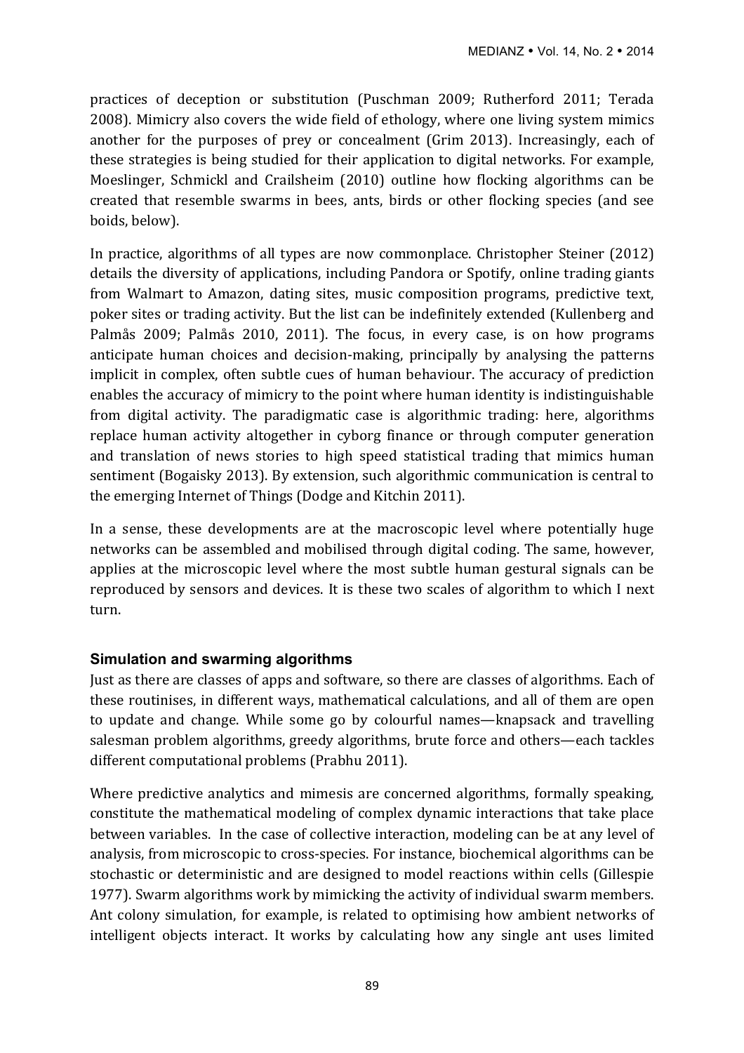practices of deception or substitution (Puschman 2009; Rutherford 2011; Terada 2008). Mimicry also covers the wide field of ethology, where one living system mimics another for the purposes of prey or concealment (Grim 2013). Increasingly, each of these strategies is being studied for their application to digital networks. For example, Moeslinger, Schmickl and Crailsheim (2010) outline how flocking algorithms can be created that resemble swarms in bees, ants, birds or other flocking species (and see boids, below).

In practice, algorithms of all types are now commonplace. Christopher Steiner (2012) details the diversity of applications, including Pandora or Spotify, online trading giants from Walmart to Amazon, dating sites, music composition programs, predictive text, poker sites or trading activity. But the list can be indefinitely extended (Kullenberg and Palmås 2009; Palmås 2010, 2011). The focus, in every case, is on how programs anticipate human choices and decision-making, principally by analysing the patterns implicit in complex, often subtle cues of human behaviour. The accuracy of prediction enables the accuracy of mimicry to the point where human identity is indistinguishable from digital activity. The paradigmatic case is algorithmic trading: here, algorithms replace human activity altogether in cyborg finance or through computer generation and translation of news stories to high speed statistical trading that mimics human sentiment (Bogaisky 2013). By extension, such algorithmic communication is central to the emerging Internet of Things (Dodge and Kitchin 2011).

In a sense, these developments are at the macroscopic level where potentially huge networks can be assembled and mobilised through digital coding. The same, however, applies at the microscopic level where the most subtle human gestural signals can be reproduced by sensors and devices. It is these two scales of algorithm to which I next turn.

## Simulation and swarming algorithms

Just as there are classes of apps and software, so there are classes of algorithms. Each of these routinises, in different ways, mathematical calculations, and all of them are open to update and change. While some go by colourful names—knapsack and travelling salesman problem algorithms, greedy algorithms, brute force and others—each tackles different computational problems (Prabhu 2011).

Where predictive analytics and mimesis are concerned algorithms, formally speaking, constitute the mathematical modeling of complex dynamic interactions that take place between variables. In the case of collective interaction, modeling can be at any level of analysis, from microscopic to cross-species. For instance, biochemical algorithms can be stochastic or deterministic and are designed to model reactions within cells (Gillespie 1977). Swarm algorithms work by mimicking the activity of individual swarm members. Ant colony simulation, for example, is related to optimising how ambient networks of intelligent objects interact. It works by calculating how any single ant uses limited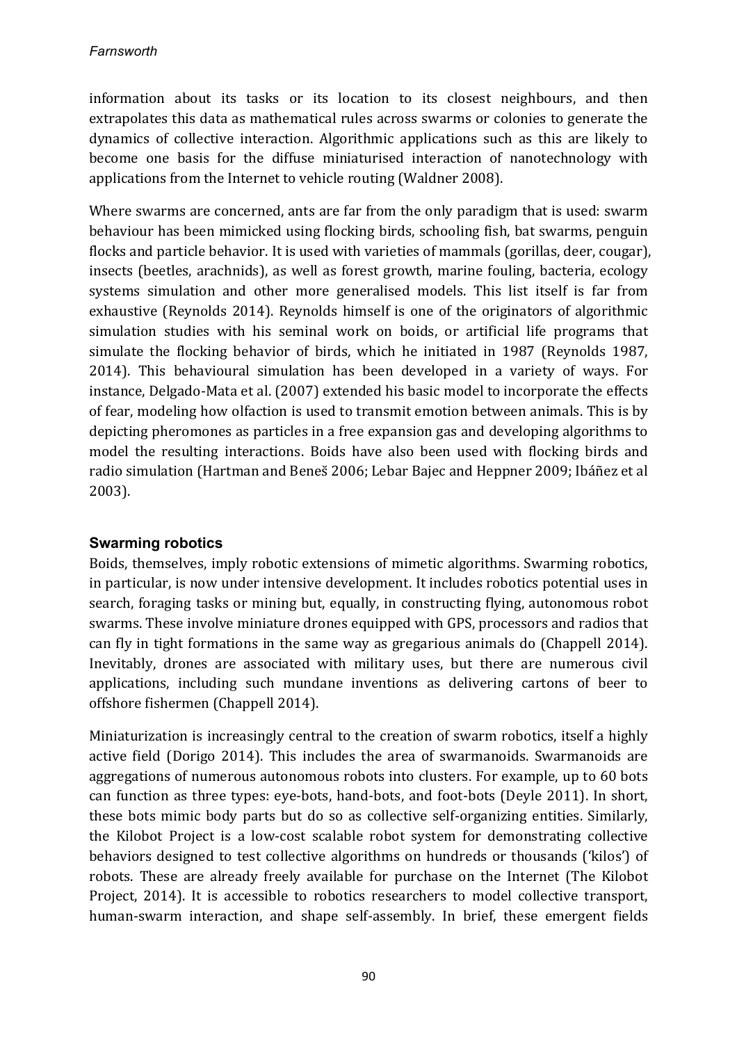information about its tasks or its location to its closest neighbours, and then extrapolates this data as mathematical rules across swarms or colonies to generate the dynamics of collective interaction. Algorithmic applications such as this are likely to become one basis for the diffuse miniaturised interaction of nanotechnology with applications from the Internet to vehicle routing (Waldner 2008).

Where swarms are concerned, ants are far from the only paradigm that is used: swarm behaviour has been mimicked using flocking birds, schooling fish, bat swarms, penguin flocks and particle behavior. It is used with varieties of mammals (gorillas, deer, cougar), insects (beetles, arachnids), as well as forest growth, marine fouling, bacteria, ecology systems simulation and other more generalised models. This list itself is far from exhaustive (Reynolds 2014). Reynolds himself is one of the originators of algorithmic simulation studies with his seminal work on boids, or artificial life programs that simulate the flocking behavior of birds, which he initiated in 1987 (Reynolds 1987, 2014). This behavioural simulation has been developed in a variety of ways. For instance, Delgado-Mata et al. (2007) extended his basic model to incorporate the effects of fear, modeling how olfaction is used to transmit emotion between animals. This is by depicting pheromones as particles in a free expansion gas and developing algorithms to model the resulting interactions. Boids have also been used with flocking birds and radio simulation (Hartman and Beneš 2006; Lebar Bajec and Heppner 2009; Ibáñez et al 2003).

## Swarming robotics

Boids, themselves, imply robotic extensions of mimetic algorithms. Swarming robotics, in particular, is now under intensive development. It includes robotics potential uses in search, foraging tasks or mining but, equally, in constructing flying, autonomous robot swarms. These involve miniature drones equipped with GPS, processors and radios that can fly in tight formations in the same way as gregarious animals do (Chappell 2014). Inevitably, drones are associated with military uses, but there are numerous civil applications, including such mundane inventions as delivering cartons of beer to offshore fishermen (Chappell 2014).

Miniaturization is increasingly central to the creation of swarm robotics, itself a highly active field (Dorigo 2014). This includes the area of swarmanoids. Swarmanoids are aggregations of numerous autonomous robots into clusters. For example, up to 60 bots can function as three types: eye-bots, hand-bots, and foot-bots (Deyle 2011). In short, these bots mimic body parts but do so as collective self-organizing entities. Similarly, the Kilobot Project is a low-cost scalable robot system for demonstrating collective behaviors designed to test collective algorithms on hundreds or thousands ('kilos') of robots. These are already freely available for purchase on the Internet (The Kilobot Project, 2014). It is accessible to robotics researchers to model collective transport, human-swarm interaction, and shape self-assembly. In brief, these emergent fields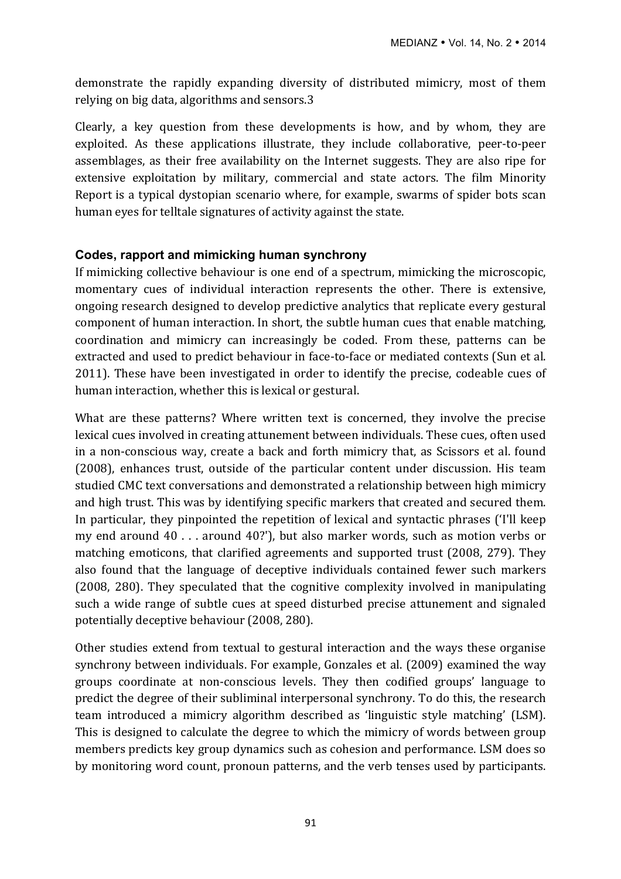demonstrate the rapidly expanding diversity of distributed mimicry, most of them relying on big data, algorithms and sensors.3

Clearly, a key question from these developments is how, and by whom, they are exploited. As these applications illustrate, they include collaborative, peer-to-peer assemblages, as their free availability on the Internet suggests. They are also ripe for extensive exploitation by military, commercial and state actors. The film Minority Report is a typical dystopian scenario where, for example, swarms of spider bots scan human eyes for telltale signatures of activity against the state.

### Codes, rapport and mimicking human synchrony

If mimicking collective behaviour is one end of a spectrum, mimicking the microscopic, momentary cues of individual interaction represents the other. There is extensive, ongoing research designed to develop predictive analytics that replicate every gestural component of human interaction. In short, the subtle human cues that enable matching, coordination and mimicry can increasingly be coded. From these, patterns can be extracted and used to predict behaviour in face-to-face or mediated contexts (Sun et al. 2011). These have been investigated in order to identify the precise, codeable cues of human interaction, whether this is lexical or gestural.

What are these patterns? Where written text is concerned, they involve the precise lexical cues involved in creating attunement between individuals. These cues, often used in a non-conscious way, create a back and forth mimicry that, as Scissors et al. found (2008), enhances trust, outside of the particular content under discussion. His team studied CMC text conversations and demonstrated a relationship between high mimicry and high trust. This was by identifying specific markers that created and secured them. In particular, they pinpointed the repetition of lexical and syntactic phrases ('I'll keep my end around 40 . . . around 40?'), but also marker words, such as motion verbs or matching emoticons, that clarified agreements and supported trust (2008, 279). They also found that the language of deceptive individuals contained fewer such markers (2008, 280). They speculated that the cognitive complexity involved in manipulating such a wide range of subtle cues at speed disturbed precise attunement and signaled potentially deceptive behaviour (2008, 280).

Other studies extend from textual to gestural interaction and the ways these organise synchrony between individuals. For example, Gonzales et al. (2009) examined the way groups coordinate at non-conscious levels. They then codified groups' language to predict the degree of their subliminal interpersonal synchrony. To do this, the research team introduced a mimicry algorithm described as 'linguistic style matching' (LSM). This is designed to calculate the degree to which the mimicry of words between group members predicts key group dynamics such as cohesion and performance. LSM does so by monitoring word count, pronoun patterns, and the verb tenses used by participants.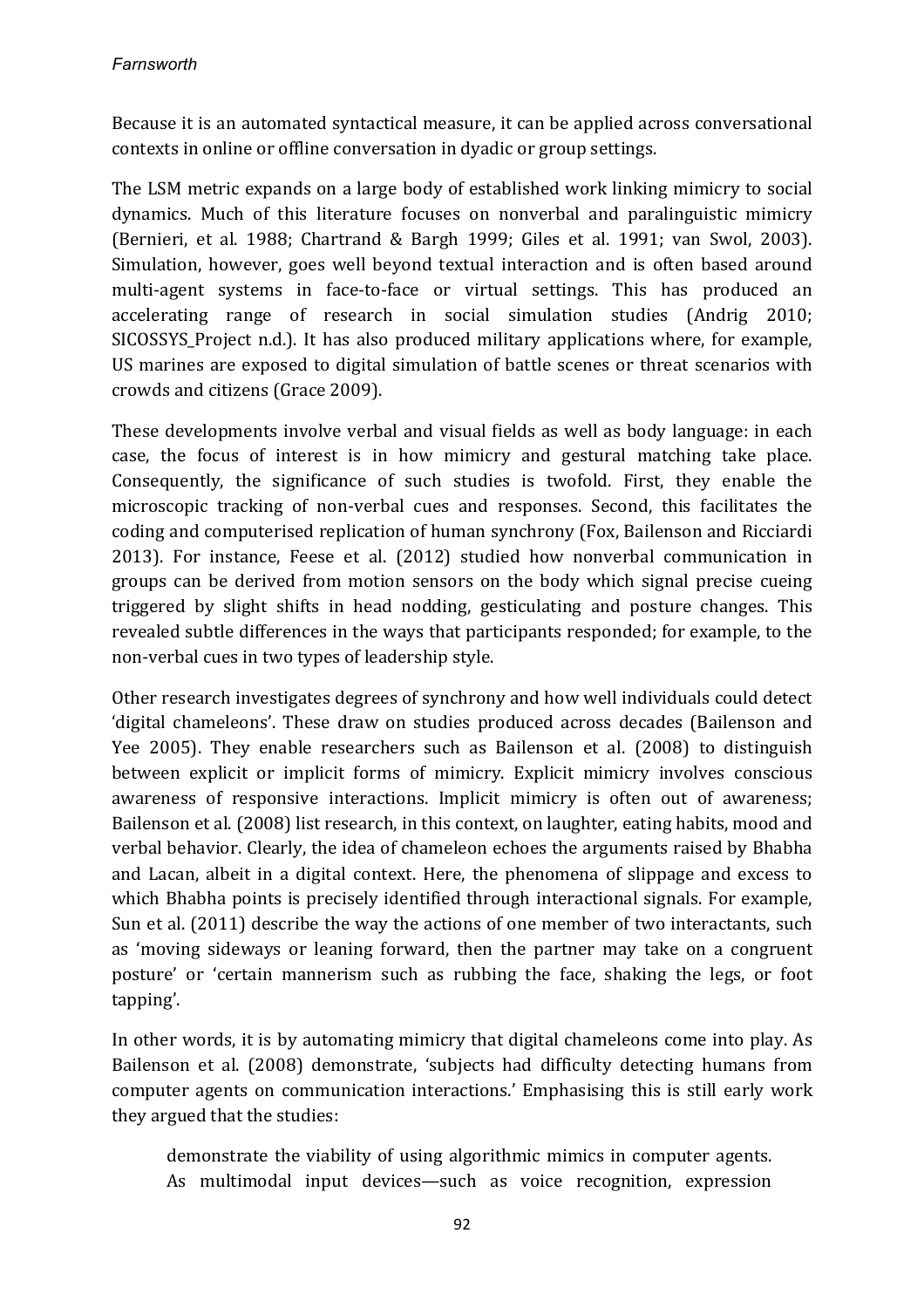Because it is an automated syntactical measure, it can be applied across conversational contexts in online or offline conversation in dyadic or group settings.

The LSM metric expands on a large body of established work linking mimicry to social dynamics. Much of this literature focuses on nonverbal and paralinguistic mimicry (Bernieri, et al. 1988; Chartrand & Bargh 1999; Giles et al. 1991; van Swol, 2003). Simulation, however, goes well beyond textual interaction and is often based around multi-agent systems in face-to-face or virtual settings. This has produced an accelerating range of research in social simulation studies (Andrig 2010; SICOSSYS_Project n.d.). It has also produced military applications where, for example, US marines are exposed to digital simulation of battle scenes or threat scenarios with crowds and citizens (Grace 2009).

These developments involve verbal and visual fields as well as body language: in each case, the focus of interest is in how mimicry and gestural matching take place. Consequently, the significance of such studies is twofold. First, they enable the microscopic tracking of non-verbal cues and responses. Second, this facilitates the coding and computerised replication of human synchrony (Fox, Bailenson and Ricciardi 2013). For instance, Feese et al. (2012) studied how nonverbal communication in groups can be derived from motion sensors on the body which signal precise cueing triggered by slight shifts in head nodding, gesticulating and posture changes. This revealed subtle differences in the ways that participants responded; for example, to the non-verbal cues in two types of leadership style.

Other research investigates degrees of synchrony and how well individuals could detect 'digital chameleons'. These draw on studies produced across decades (Bailenson and Yee 2005). They enable researchers such as Bailenson et al. (2008) to distinguish between explicit or implicit forms of mimicry. Explicit mimicry involves conscious awareness of responsive interactions. Implicit mimicry is often out of awareness; Bailenson et al. (2008) list research, in this context, on laughter, eating habits, mood and verbal behavior. Clearly, the idea of chameleon echoes the arguments raised by Bhabha and Lacan, albeit in a digital context. Here, the phenomena of slippage and excess to which Bhabha points is precisely identified through interactional signals. For example, Sun et al. (2011) describe the way the actions of one member of two interactants, such as 'moving sideways or leaning forward, then the partner may take on a congruent posture' or 'certain mannerism such as rubbing the face, shaking the legs, or foot tapping'.

In other words, it is by automating mimicry that digital chameleons come into play. As Bailenson et al. (2008) demonstrate, 'subjects had difficulty detecting humans from computer agents on communication interactions.' Emphasising this is still early work they argued that the studies:

> demonstrate the viability of using algorithmic mimics in computer agents. As multimodal input devices—such as voice recognition, expression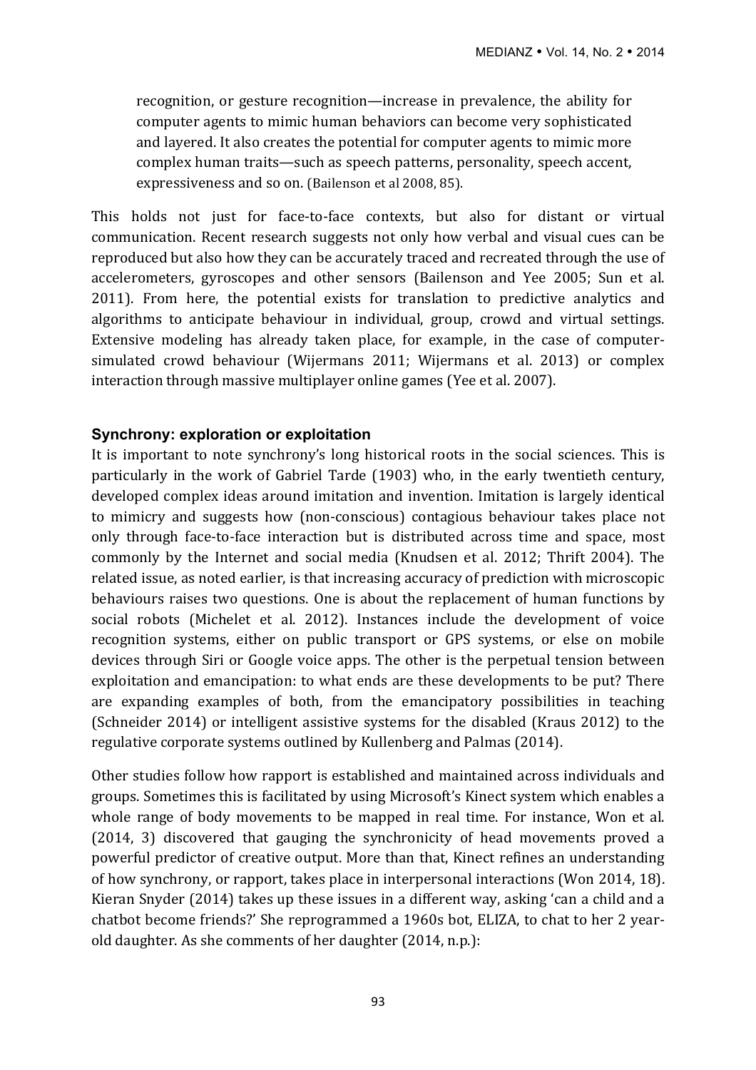> recognition, or gesture recognition—increase in prevalence, the ability for computer agents to mimic human behaviors can become very sophisticated and layered. It also creates the potential for computer agents to mimic more complex human traits—such as speech patterns, personality, speech accent, expressiveness and so on. (Bailenson et al 2008, 85).

This holds not just for face-to-face contexts, but also for distant or virtual communication. Recent research suggests not only how verbal and visual cues can be reproduced but also how they can be accurately traced and recreated through the use of accelerometers, gyroscopes and other sensors (Bailenson and Yee 2005; Sun et al. 2011). From here, the potential exists for translation to predictive analytics and algorithms to anticipate behaviour in individual, group, crowd and virtual settings. Extensive modeling has already taken place, for example, in the case of computer-simulated crowd behaviour (Wijermans 2011; Wijermans et al. 2013) or complex interaction through massive multiplayer online games (Yee et al. 2007).

### Synchrony: exploration or exploitation

It is important to note synchrony's long historical roots in the social sciences. This is particularly in the work of Gabriel Tarde (1903) who, in the early twentieth century, developed complex ideas around imitation and invention. Imitation is largely identical to mimicry and suggests how (non-conscious) contagious behaviour takes place not only through face-to-face interaction but is distributed across time and space, most commonly by the Internet and social media (Knudsen et al. 2012; Thrift 2004). The related issue, as noted earlier, is that increasing accuracy of prediction with microscopic behaviours raises two questions. One is about the replacement of human functions by social robots (Michelet et al. 2012). Instances include the development of voice recognition systems, either on public transport or GPS systems, or else on mobile devices through Siri or Google voice apps. The other is the perpetual tension between exploitation and emancipation: to what ends are these developments to be put? There are expanding examples of both, from the emancipatory possibilities in teaching (Schneider 2014) or intelligent assistive systems for the disabled (Kraus 2012) to the regulative corporate systems outlined by Kullenberg and Palmas (2014).

Other studies follow how rapport is established and maintained across individuals and groups. Sometimes this is facilitated by using Microsoft's Kinect system which enables a whole range of body movements to be mapped in real time. For instance, Won et al. (2014, 3) discovered that gauging the synchronicity of head movements proved a powerful predictor of creative output. More than that, Kinect refines an understanding of how synchrony, or rapport, takes place in interpersonal interactions (Won 2014, 18). Kieran Snyder (2014) takes up these issues in a different way, asking 'can a child and a chatbot become friends?' She reprogrammed a 1960s bot, ELIZA, to chat to her 2 year-old daughter. As she comments of her daughter (2014, n.p.):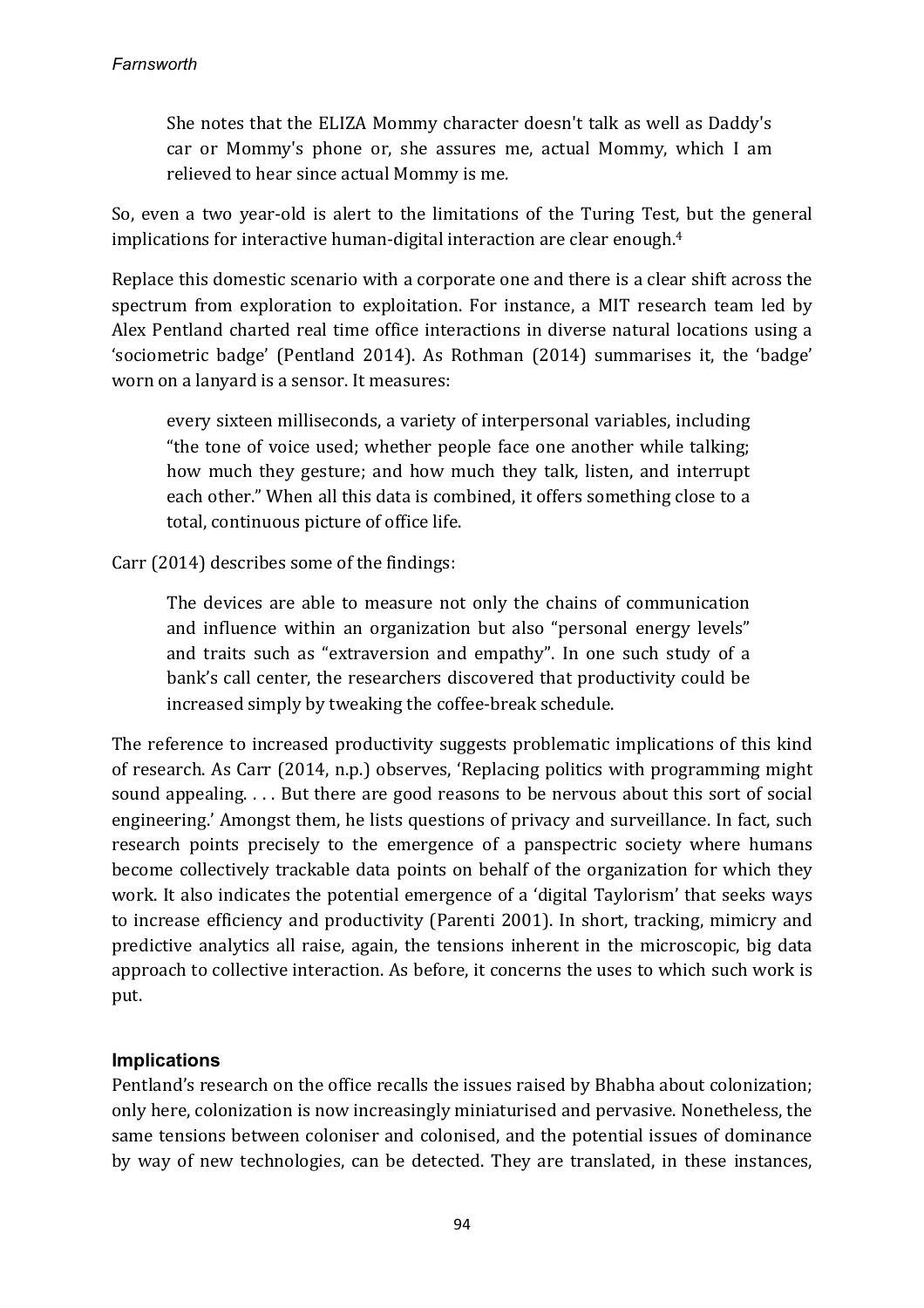> She notes that the ELIZA Mommy character doesn't talk as well as Daddy's car or Mommy's phone or, she assures me, actual Mommy, which I am relieved to hear since actual Mommy is me.

So, even a two year-old is alert to the limitations of the Turing Test, but the general implications for interactive human-digital interaction are clear enough.[4]

Replace this domestic scenario with a corporate one and there is a clear shift across the spectrum from exploration to exploitation. For instance, a MIT research team led by Alex Pentland charted real time office interactions in diverse natural locations using a 'sociometric badge' (Pentland 2014). As Rothman (2014) summarises it, the 'badge' worn on a lanyard is a sensor. It measures:

> every sixteen milliseconds, a variety of interpersonal variables, including "the tone of voice used; whether people face one another while talking; how much they gesture; and how much they talk, listen, and interrupt each other." When all this data is combined, it offers something close to a total, continuous picture of office life.

Carr (2014) describes some of the findings:

> The devices are able to measure not only the chains of communication and influence within an organization but also "personal energy levels" and traits such as "extraversion and empathy". In one such study of a bank's call center, the researchers discovered that productivity could be increased simply by tweaking the coffee-break schedule.

The reference to increased productivity suggests problematic implications of this kind of research. As Carr (2014, n.p.) observes, 'Replacing politics with programming might sound appealing. . . . But there are good reasons to be nervous about this sort of social engineering.' Amongst them, he lists questions of privacy and surveillance. In fact, such research points precisely to the emergence of a panspectric society where humans become collectively trackable data points on behalf of the organization for which they work. It also indicates the potential emergence of a 'digital Taylorism' that seeks ways to increase efficiency and productivity (Parenti 2001). In short, tracking, mimicry and predictive analytics all raise, again, the tensions inherent in the microscopic, big data approach to collective interaction. As before, it concerns the uses to which such work is put.

## Implications

Pentland's research on the office recalls the issues raised by Bhabha about colonization; only here, colonization is now increasingly miniaturised and pervasive. Nonetheless, the same tensions between coloniser and colonised, and the potential issues of dominance by way of new technologies, can be detected. They are translated, in these instances,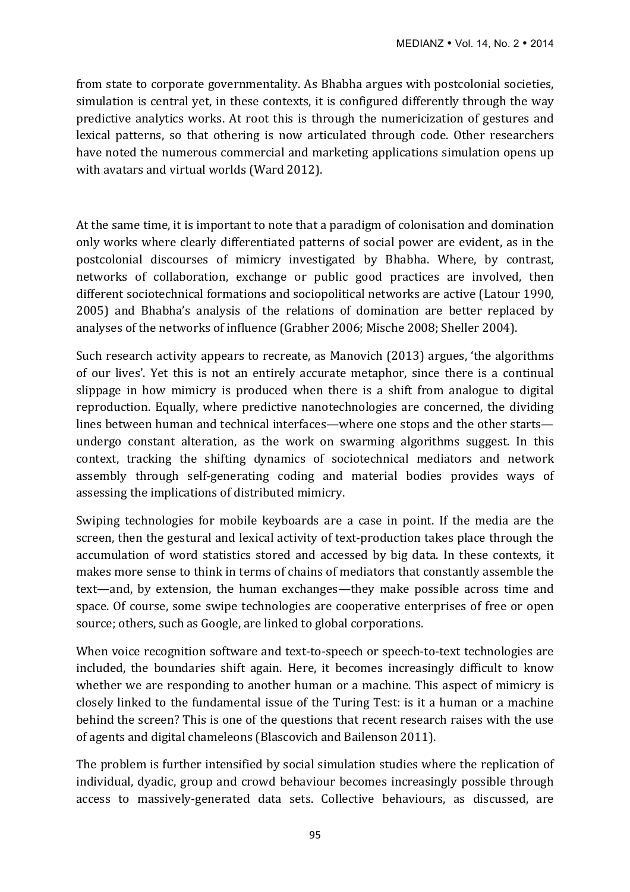from state to corporate governmentality. As Bhabha argues with postcolonial societies, simulation is central yet, in these contexts, it is configured differently through the way predictive analytics works. At root this is through the numericization of gestures and lexical patterns, so that othering is now articulated through code. Other researchers have noted the numerous commercial and marketing applications simulation opens up with avatars and virtual worlds (Ward 2012).

At the same time, it is important to note that a paradigm of colonisation and domination only works where clearly differentiated patterns of social power are evident, as in the postcolonial discourses of mimicry investigated by Bhabha. Where, by contrast, networks of collaboration, exchange or public good practices are involved, then different sociotechnical formations and sociopolitical networks are active (Latour 1990, 2005) and Bhabha's analysis of the relations of domination are better replaced by analyses of the networks of influence (Grabher 2006; Mische 2008; Sheller 2004).

Such research activity appears to recreate, as Manovich (2013) argues, 'the algorithms of our lives'. Yet this is not an entirely accurate metaphor, since there is a continual slippage in how mimicry is produced when there is a shift from analogue to digital reproduction. Equally, where predictive nanotechnologies are concerned, the dividing lines between human and technical interfaces—where one stops and the other starts—undergo constant alteration, as the work on swarming algorithms suggest. In this context, tracking the shifting dynamics of sociotechnical mediators and network assembly through self-generating coding and material bodies provides ways of assessing the implications of distributed mimicry.

Swiping technologies for mobile keyboards are a case in point. If the media are the screen, then the gestural and lexical activity of text-production takes place through the accumulation of word statistics stored and accessed by big data. In these contexts, it makes more sense to think in terms of chains of mediators that constantly assemble the text—and, by extension, the human exchanges—they make possible across time and space. Of course, some swipe technologies are cooperative enterprises of free or open source; others, such as Google, are linked to global corporations.

When voice recognition software and text-to-speech or speech-to-text technologies are included, the boundaries shift again. Here, it becomes increasingly difficult to know whether we are responding to another human or a machine. This aspect of mimicry is closely linked to the fundamental issue of the Turing Test: is it a human or a machine behind the screen? This is one of the questions that recent research raises with the use of agents and digital chameleons (Blascovich and Bailenson 2011).

The problem is further intensified by social simulation studies where the replication of individual, dyadic, group and crowd behaviour becomes increasingly possible through access to massively-generated data sets. Collective behaviours, as discussed, are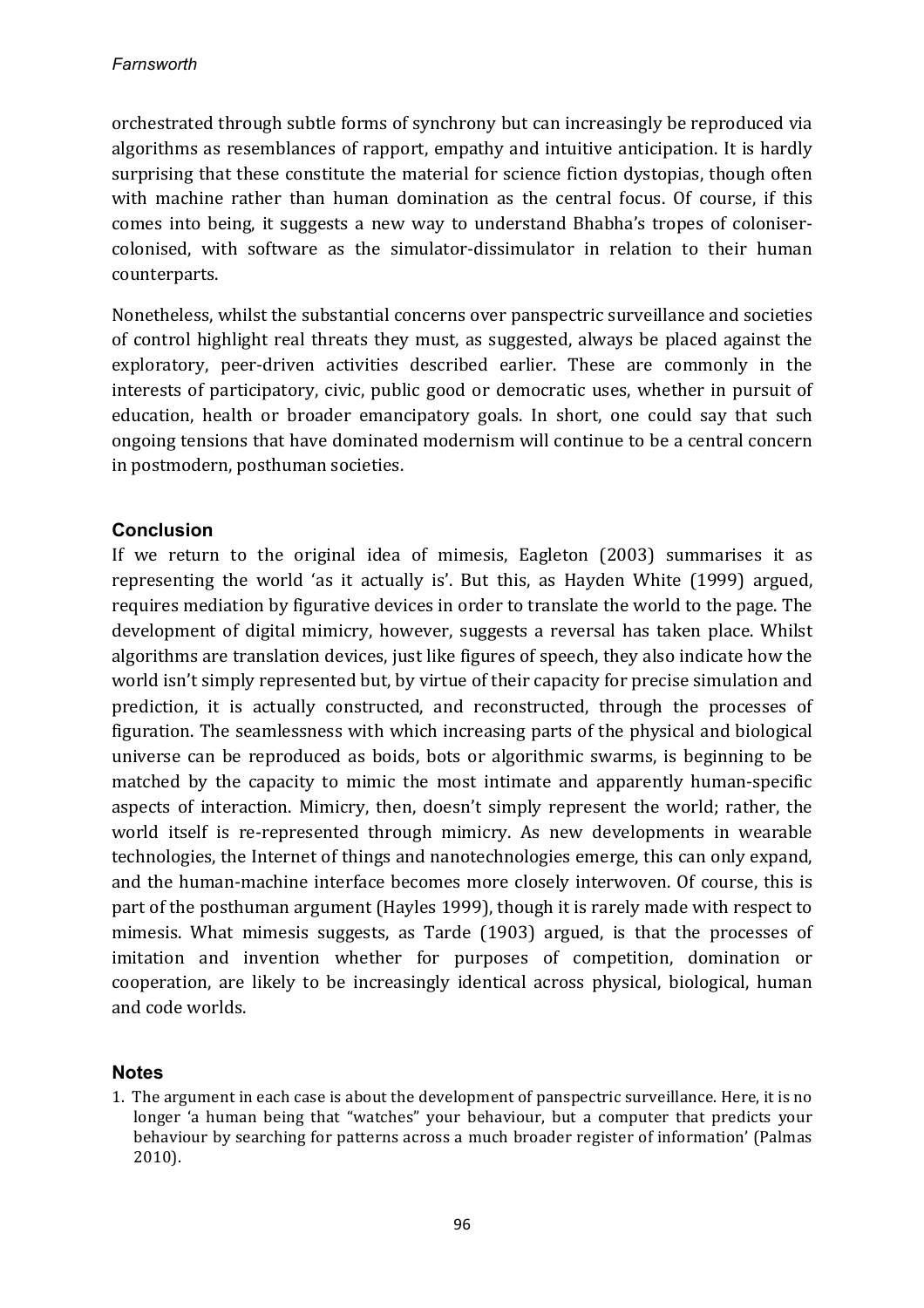orchestrated through subtle forms of synchrony but can increasingly be reproduced via algorithms as resemblances of rapport, empathy and intuitive anticipation. It is hardly surprising that these constitute the material for science fiction dystopias, though often with machine rather than human domination as the central focus. Of course, if this comes into being, it suggests a new way to understand Bhabha's tropes of coloniser-colonised, with software as the simulator-dissimulator in relation to their human counterparts.

Nonetheless, whilst the substantial concerns over panspectric surveillance and societies of control highlight real threats they must, as suggested, always be placed against the exploratory, peer-driven activities described earlier. These are commonly in the interests of participatory, civic, public good or democratic uses, whether in pursuit of education, health or broader emancipatory goals. In short, one could say that such ongoing tensions that have dominated modernism will continue to be a central concern in postmodern, posthuman societies.

## Conclusion

If we return to the original idea of mimesis, Eagleton (2003) summarises it as representing the world 'as it actually is'. But this, as Hayden White (1999) argued, requires mediation by figurative devices in order to translate the world to the page. The development of digital mimicry, however, suggests a reversal has taken place. Whilst algorithms are translation devices, just like figures of speech, they also indicate how the world isn't simply represented but, by virtue of their capacity for precise simulation and prediction, it is actually constructed, and reconstructed, through the processes of figuration. The seamlessness with which increasing parts of the physical and biological universe can be reproduced as boids, bots or algorithmic swarms, is beginning to be matched by the capacity to mimic the most intimate and apparently human-specific aspects of interaction. Mimicry, then, doesn't simply represent the world; rather, the world itself is re-represented through mimicry. As new developments in wearable technologies, the Internet of things and nanotechnologies emerge, this can only expand, and the human-machine interface becomes more closely interwoven. Of course, this is part of the posthuman argument (Hayles 1999), though it is rarely made with respect to mimesis. What mimesis suggests, as Tarde (1903) argued, is that the processes of imitation and invention whether for purposes of competition, domination or cooperation, are likely to be increasingly identical across physical, biological, human and code worlds.

## Notes

1. The argument in each case is about the development of panspectric surveillance. Here, it is no longer 'a human being that "watches" your behaviour, but a computer that predicts your behaviour by searching for patterns across a much broader register of information' (Palmas 2010).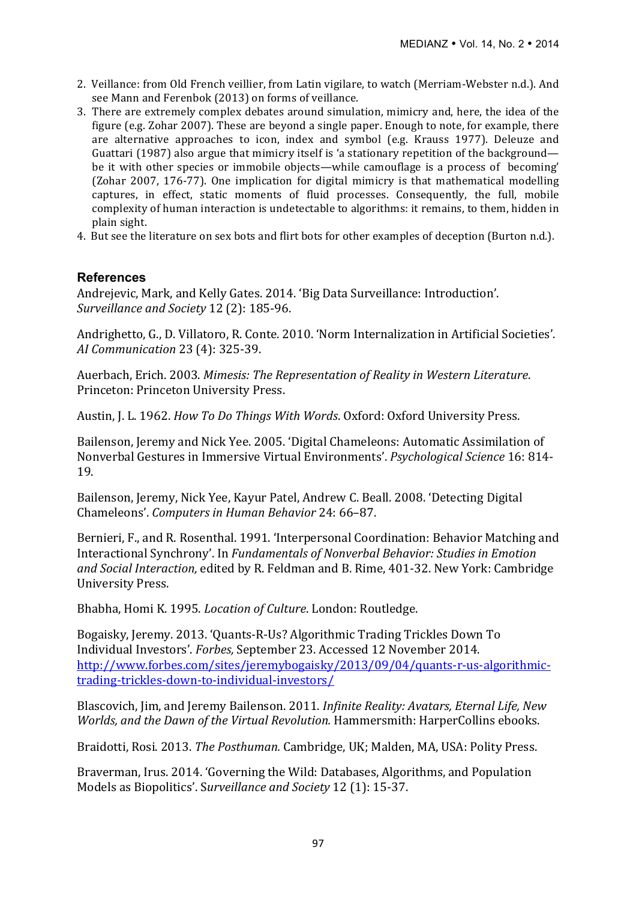2. Veillance: from Old French veillier, from Latin vigilare, to watch (Merriam-Webster n.d.). And see Mann and Ferenbok (2013) on forms of veillance.
3. There are extremely complex debates around simulation, mimicry and, here, the idea of the figure (e.g. Zohar 2007). These are beyond a single paper. Enough to note, for example, there are alternative approaches to icon, index and symbol (e.g. Krauss 1977). Deleuze and Guattari (1987) also argue that mimicry itself is 'a stationary repetition of the background—be it with other species or immobile objects—while camouflage is a process of becoming' (Zohar 2007, 176-77). One implication for digital mimicry is that mathematical modelling captures, in effect, static moments of fluid processes. Consequently, the full, mobile complexity of human interaction is undetectable to algorithms: it remains, to them, hidden in plain sight.
4. But see the literature on sex bots and flirt bots for other examples of deception (Burton n.d.).

## References

Andrejevic, Mark, and Kelly Gates. 2014. 'Big Data Surveillance: Introduction'. *Surveillance and Society* 12 (2): 185-96.

Andrighetto, G., D. Villatoro, R. Conte. 2010. 'Norm Internalization in Artificial Societies'. *AI Communication* 23 (4): 325-39.

Auerbach, Erich. 2003. *Mimesis: The Representation of Reality in Western Literature*. Princeton: Princeton University Press.

Austin, J. L. 1962. *How To Do Things With Words*. Oxford: Oxford University Press.

Bailenson, Jeremy and Nick Yee. 2005. 'Digital Chameleons: Automatic Assimilation of Nonverbal Gestures in Immersive Virtual Environments'. *Psychological Science* 16: 814-19.

Bailenson, Jeremy, Nick Yee, Kayur Patel, Andrew C. Beall. 2008. 'Detecting Digital Chameleons'. *Computers in Human Behavior* 24: 66–87.

Bernieri, F., and R. Rosenthal. 1991. 'Interpersonal Coordination: Behavior Matching and Interactional Synchrony'. In *Fundamentals of Nonverbal Behavior: Studies in Emotion and Social Interaction,* edited by R. Feldman and B. Rime, 401-32. New York: Cambridge University Press.

Bhabha, Homi K. 1995. *Location of Culture*. London: Routledge.

Bogaisky, Jeremy. 2013. 'Quants-R-Us? Algorithmic Trading Trickles Down To Individual Investors'. *Forbes,* September 23. Accessed 12 November 2014. http://www.forbes.com/sites/jeremybogaisky/2013/09/04/quants-r-us-algorithmic-trading-trickles-down-to-individual-investors/

Blascovich, Jim, and Jeremy Bailenson. 2011. *Infinite Reality: Avatars, Eternal Life, New Worlds, and the Dawn of the Virtual Revolution.* Hammersmith: HarperCollins ebooks.

Braidotti, Rosi. 2013. *The Posthuman.* Cambridge, UK; Malden, MA, USA: Polity Press.

Braverman, Irus. 2014. 'Governing the Wild: Databases, Algorithms, and Population Models as Biopolitics'. *Surveillance and Society* 12 (1): 15-37.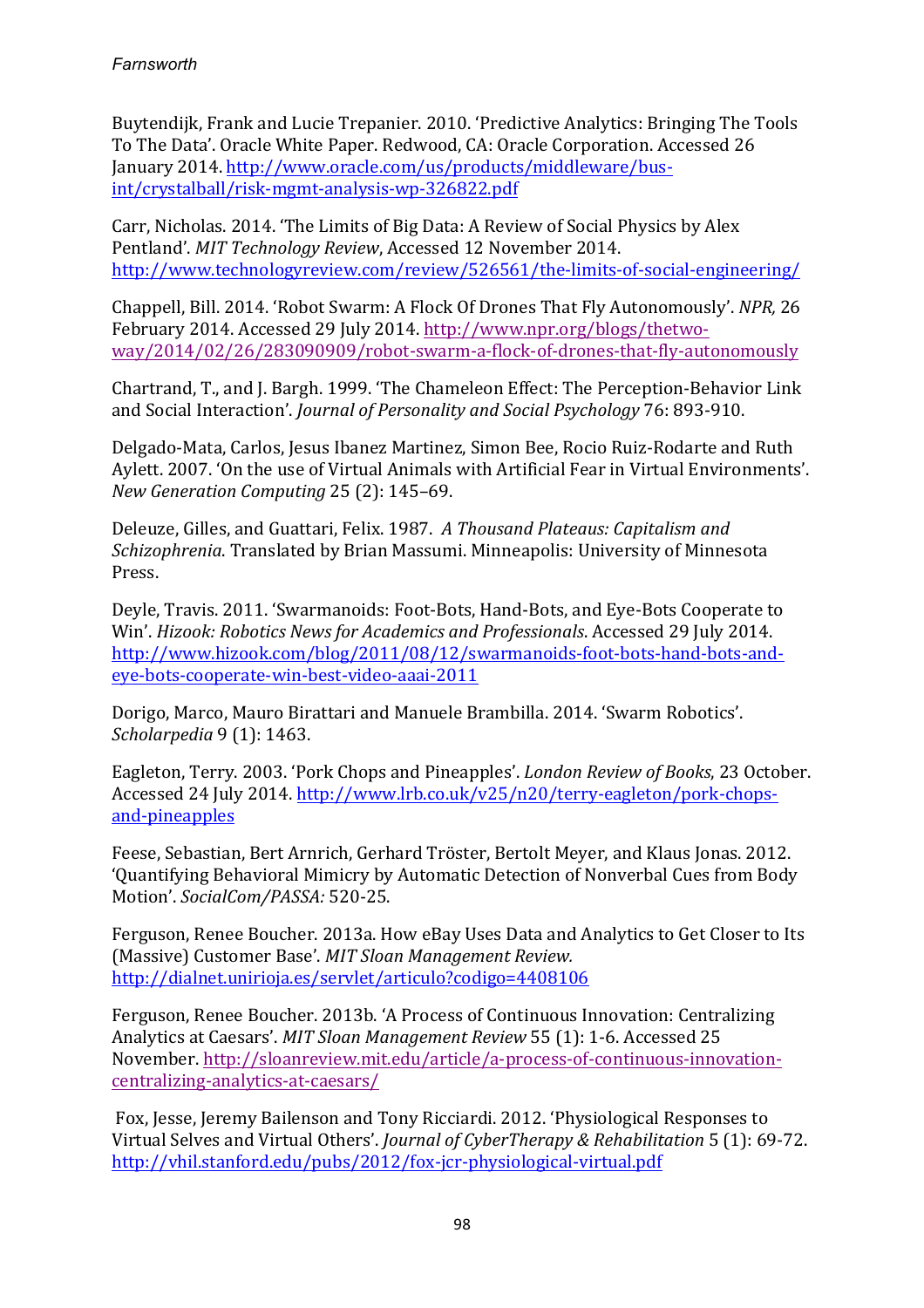Buytendijk, Frank and Lucie Trepanier. 2010. 'Predictive Analytics: Bringing The Tools To The Data'. Oracle White Paper. Redwood, CA: Oracle Corporation. Accessed 26 January 2014. http://www.oracle.com/us/products/middleware/bus-int/crystalball/risk-mgmt-analysis-wp-326822.pdf

Carr, Nicholas. 2014. 'The Limits of Big Data: A Review of Social Physics by Alex Pentland'. *MIT Technology Review*, Accessed 12 November 2014. http://www.technologyreview.com/review/526561/the-limits-of-social-engineering/

Chappell, Bill. 2014. 'Robot Swarm: A Flock Of Drones That Fly Autonomously'. *NPR,* 26 February 2014. Accessed 29 July 2014. http://www.npr.org/blogs/thetwo-way/2014/02/26/283090909/robot-swarm-a-flock-of-drones-that-fly-autonomously

Chartrand, T., and J. Bargh. 1999. 'The Chameleon Effect: The Perception-Behavior Link and Social Interaction'. *Journal of Personality and Social Psychology* 76: 893-910.

Delgado-Mata, Carlos, Jesus Ibanez Martinez, Simon Bee, Rocio Ruiz-Rodarte and Ruth Aylett. 2007. 'On the use of Virtual Animals with Artificial Fear in Virtual Environments'. *New Generation Computing* 25 (2): 145–69.

Deleuze, Gilles, and Guattari, Felix. 1987. *A Thousand Plateaus: Capitalism and Schizophrenia*. Translated by Brian Massumi. Minneapolis: University of Minnesota Press.

Deyle, Travis. 2011. 'Swarmanoids: Foot-Bots, Hand-Bots, and Eye-Bots Cooperate to Win'. *Hizook: Robotics News for Academics and Professionals*. Accessed 29 July 2014. http://www.hizook.com/blog/2011/08/12/swarmanoids-foot-bots-hand-bots-and-eye-bots-cooperate-win-best-video-aaai-2011

Dorigo, Marco, Mauro Birattari and Manuele Brambilla. 2014. 'Swarm Robotics'. *Scholarpedia* 9 (1): 1463.

Eagleton, Terry. 2003. 'Pork Chops and Pineapples'. *London Review of Books*, 23 October. Accessed 24 July 2014. http://www.lrb.co.uk/v25/n20/terry-eagleton/pork-chops-and-pineapples

Feese, Sebastian, Bert Arnrich, Gerhard Tröster, Bertolt Meyer, and Klaus Jonas. 2012. 'Quantifying Behavioral Mimicry by Automatic Detection of Nonverbal Cues from Body Motion'. *SocialCom/PASSA:* 520-25.

Ferguson, Renee Boucher. 2013a. How eBay Uses Data and Analytics to Get Closer to Its (Massive) Customer Base'. *MIT Sloan Management Review.* http://dialnet.unirioja.es/servlet/articulo?codigo=4408106

Ferguson, Renee Boucher. 2013b. 'A Process of Continuous Innovation: Centralizing Analytics at Caesars'. *MIT Sloan Management Review* 55 (1): 1-6. Accessed 25 November. http://sloanreview.mit.edu/article/a-process-of-continuous-innovation-centralizing-analytics-at-caesars/

Fox, Jesse, Jeremy Bailenson and Tony Ricciardi. 2012. 'Physiological Responses to Virtual Selves and Virtual Others'. *Journal of CyberTherapy & Rehabilitation* 5 (1): 69-72. http://vhil.stanford.edu/pubs/2012/fox-jcr-physiological-virtual.pdf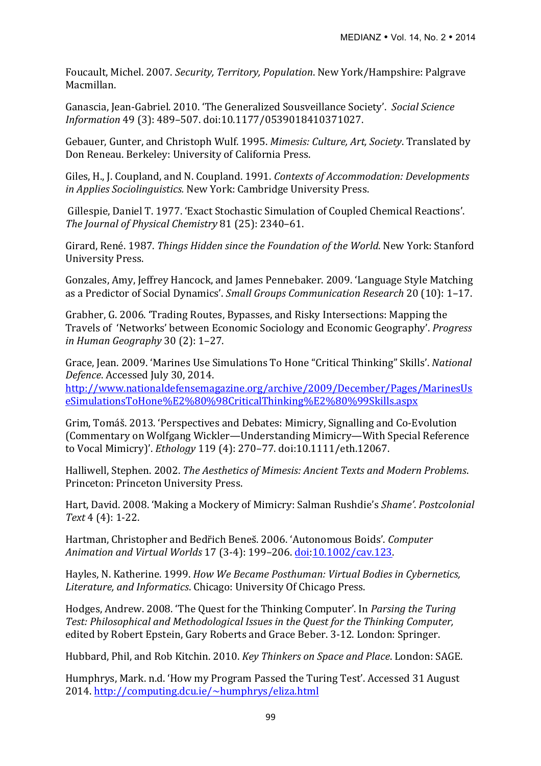Foucault, Michel. 2007. *Security, Territory, Population*. New York/Hampshire: Palgrave Macmillan.

Ganascia, Jean-Gabriel. 2010. 'The Generalized Sousveillance Society'. *Social Science Information* 49 (3): 489–507. doi:10.1177/0539018410371027.

Gebauer, Gunter, and Christoph Wulf. 1995. *Mimesis: Culture, Art, Society*. Translated by Don Reneau. Berkeley: University of California Press.

Giles, H., J. Coupland, and N. Coupland. 1991. *Contexts of Accommodation: Developments in Applies Sociolinguistics.* New York: Cambridge University Press.

Gillespie, Daniel T. 1977. 'Exact Stochastic Simulation of Coupled Chemical Reactions'. *The Journal of Physical Chemistry* 81 (25): 2340–61.

Girard, René. 1987. *Things Hidden since the Foundation of the World*. New York: Stanford University Press.

Gonzales, Amy, Jeffrey Hancock, and James Pennebaker. 2009. 'Language Style Matching as a Predictor of Social Dynamics'. *Small Groups Communication Research* 20 (10): 1–17.

Grabher, G. 2006. 'Trading Routes, Bypasses, and Risky Intersections: Mapping the Travels of 'Networks' between Economic Sociology and Economic Geography'. *Progress in Human Geography* 30 (2): 1–27.

Grace, Jean. 2009. 'Marines Use Simulations To Hone "Critical Thinking" Skills'. *National Defence*. Accessed July 30, 2014. http://www.nationaldefensemagazine.org/archive/2009/December/Pages/MarinesUseSimulationsToHone%E2%80%98CriticalThinking%E2%80%99Skills.aspx

Grim, Tomáš. 2013. 'Perspectives and Debates: Mimicry, Signalling and Co-Evolution (Commentary on Wolfgang Wickler—Understanding Mimicry—With Special Reference to Vocal Mimicry)'. *Ethology* 119 (4): 270–77. doi:10.1111/eth.12067.

Halliwell, Stephen. 2002. *The Aesthetics of Mimesis: Ancient Texts and Modern Problems*. Princeton: Princeton University Press.

Hart, David. 2008. 'Making a Mockery of Mimicry: Salman Rushdie's *Shame*'. *Postcolonial Text* 4 (4): 1-22.

Hartman, Christopher and Bedřich Beneš. 2006. 'Autonomous Boids'. *Computer Animation and Virtual Worlds* 17 (3-4): 199–206. doi:10.1002/cav.123.

Hayles, N. Katherine. 1999. *How We Became Posthuman: Virtual Bodies in Cybernetics, Literature, and Informatics*. Chicago: University Of Chicago Press.

Hodges, Andrew. 2008. 'The Quest for the Thinking Computer'. In *Parsing the Turing Test: Philosophical and Methodological Issues in the Quest for the Thinking Computer,* edited by Robert Epstein, Gary Roberts and Grace Beber. 3-12. London: Springer.

Hubbard, Phil, and Rob Kitchin. 2010. *Key Thinkers on Space and Place*. London: SAGE.

Humphrys, Mark. n.d. 'How my Program Passed the Turing Test'. Accessed 31 August 2014. http://computing.dcu.ie/~humphrys/eliza.html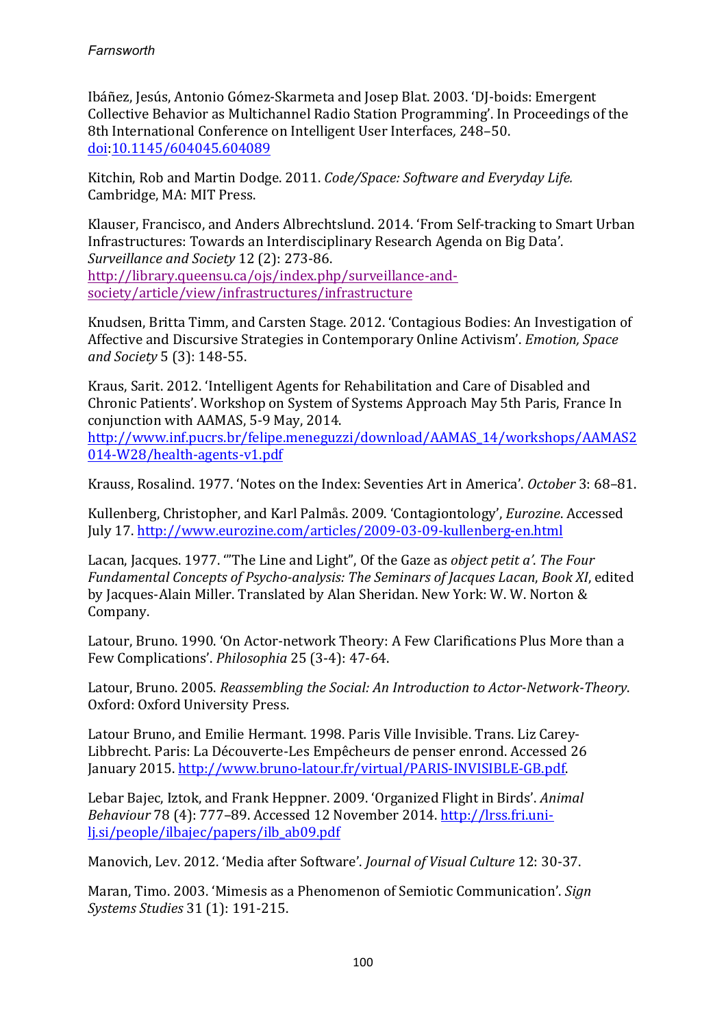Ibáñez, Jesús, Antonio Gómez-Skarmeta and Josep Blat. 2003. 'DJ-boids: Emergent Collective Behavior as Multichannel Radio Station Programming'. In Proceedings of the 8th International Conference on Intelligent User Interfaces*,* 248–50. doi:10.1145/604045.604089

Kitchin, Rob and Martin Dodge. 2011. *Code/Space: Software and Everyday Life.* Cambridge, MA: MIT Press.

Klauser, Francisco, and Anders Albrechtslund. 2014. 'From Self-tracking to Smart Urban Infrastructures: Towards an Interdisciplinary Research Agenda on Big Data'. *Surveillance and Society* 12 (2): 273-86. http://library.queensu.ca/ojs/index.php/surveillance-and-society/article/view/infrastructures/infrastructure

Knudsen, Britta Timm, and Carsten Stage. 2012. 'Contagious Bodies: An Investigation of Affective and Discursive Strategies in Contemporary Online Activism'. *Emotion, Space and Society* 5 (3): 148-55.

Kraus, Sarit. 2012. 'Intelligent Agents for Rehabilitation and Care of Disabled and Chronic Patients'. Workshop on System of Systems Approach May 5th Paris, France In conjunction with AAMAS, 5-9 May, 2014. http://www.inf.pucrs.br/felipe.meneguzzi/download/AAMAS_14/workshops/AAMAS2014-W28/health-agents-v1.pdf

Krauss, Rosalind. 1977. 'Notes on the Index: Seventies Art in America'. *October* 3: 68–81.

Kullenberg, Christopher, and Karl Palmås. 2009. 'Contagiontology', *Eurozine*. Accessed July 17. http://www.eurozine.com/articles/2009-03-09-kullenberg-en.html

Lacan, Jacques. 1977. '"The Line and Light", Of the Gaze as *object petit a'*. *The Four Fundamental Concepts of Psycho-analysis: The Seminars of Jacques Lacan*, *Book XI*, edited by Jacques-Alain Miller. Translated by Alan Sheridan. New York: W. W. Norton & Company.

Latour, Bruno. 1990. 'On Actor-network Theory: A Few Clarifications Plus More than a Few Complications'. *Philosophia* 25 (3-4): 47-64.

Latour, Bruno. 2005. *Reassembling the Social: An Introduction to Actor-Network-Theory*. Oxford: Oxford University Press.

Latour Bruno, and Emilie Hermant. 1998. Paris Ville Invisible. Trans. Liz Carey-Libbrecht. Paris: La Découverte-Les Empêcheurs de penser enrond. Accessed 26 January 2015. http://www.bruno-latour.fr/virtual/PARIS-INVISIBLE-GB.pdf.

Lebar Bajec, Iztok, and Frank Heppner. 2009. 'Organized Flight in Birds'. *Animal Behaviour* 78 (4): 777–89. Accessed 12 November 2014. http://lrss.fri.uni-lj.si/people/ilbajec/papers/ilb_ab09.pdf

Manovich, Lev. 2012. 'Media after Software'. *Journal of Visual Culture* 12: 30-37.

Maran, Timo. 2003. 'Mimesis as a Phenomenon of Semiotic Communication'. *Sign Systems Studies* 31 (1): 191-215.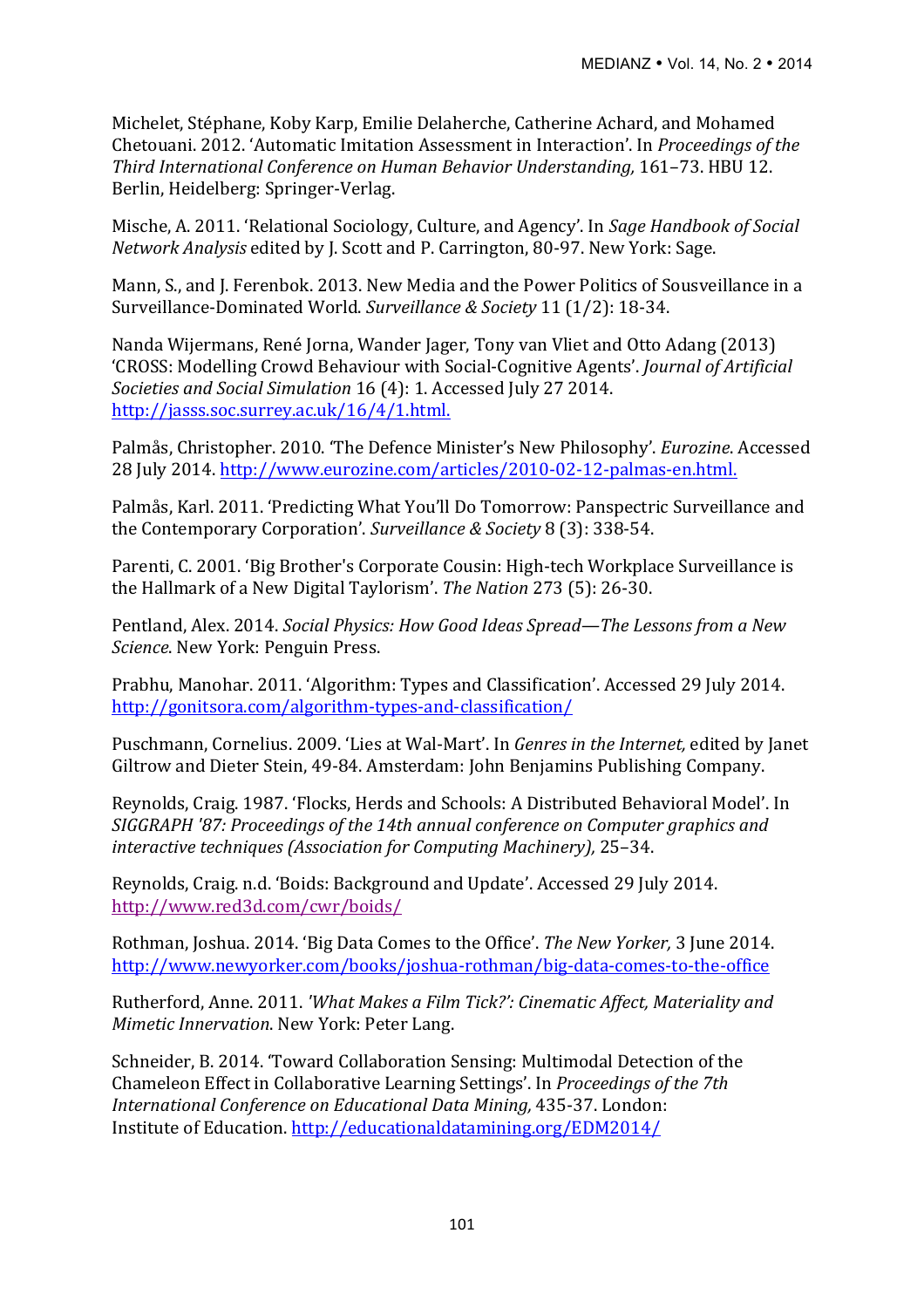Michelet, Stéphane, Koby Karp, Emilie Delaherche, Catherine Achard, and Mohamed Chetouani. 2012. 'Automatic Imitation Assessment in Interaction'. In *Proceedings of the Third International Conference on Human Behavior Understanding,* 161–73. HBU 12. Berlin, Heidelberg: Springer-Verlag.

Mische, A. 2011. 'Relational Sociology, Culture, and Agency'. In *Sage Handbook of Social Network Analysis* edited by J. Scott and P. Carrington, 80-97. New York: Sage.

Mann, S., and J. Ferenbok. 2013. New Media and the Power Politics of Sousveillance in a Surveillance-Dominated World. *Surveillance & Society* 11 (1/2): 18-34.

Nanda Wijermans, René Jorna, Wander Jager, Tony van Vliet and Otto Adang (2013) 'CROSS: Modelling Crowd Behaviour with Social-Cognitive Agents'. *Journal of Artificial Societies and Social Simulation* 16 (4): 1. Accessed July 27 2014. http://jasss.soc.surrey.ac.uk/16/4/1.html.

Palmås, Christopher. 2010. 'The Defence Minister's New Philosophy'. *Eurozine*. Accessed 28 July 2014. http://www.eurozine.com/articles/2010-02-12-palmas-en.html.

Palmås, Karl. 2011. 'Predicting What You'll Do Tomorrow: Panspectric Surveillance and the Contemporary Corporation'. *Surveillance & Society* 8 (3): 338-54.

Parenti, C. 2001. 'Big Brother's Corporate Cousin: High-tech Workplace Surveillance is the Hallmark of a New Digital Taylorism'. *The Nation* 273 (5): 26-30.

Pentland, Alex. 2014. *Social Physics: How Good Ideas Spread—The Lessons from a New Science*. New York: Penguin Press.

Prabhu, Manohar. 2011. 'Algorithm: Types and Classification'. Accessed 29 July 2014. http://gonitsora.com/algorithm-types-and-classification/

Puschmann, Cornelius. 2009. 'Lies at Wal-Mart'. In *Genres in the Internet,* edited by Janet Giltrow and Dieter Stein, 49-84. Amsterdam: John Benjamins Publishing Company.

Reynolds, Craig. 1987. 'Flocks, Herds and Schools: A Distributed Behavioral Model'. In *SIGGRAPH '87: Proceedings of the 14th annual conference on Computer graphics and interactive techniques (Association for Computing Machinery),* 25–34.

Reynolds, Craig. n.d. 'Boids: Background and Update'. Accessed 29 July 2014. http://www.red3d.com/cwr/boids/

Rothman, Joshua. 2014. 'Big Data Comes to the Office'. *The New Yorker,* 3 June 2014. http://www.newyorker.com/books/joshua-rothman/big-data-comes-to-the-office

Rutherford, Anne. 2011. *'What Makes a Film Tick?': Cinematic Affect, Materiality and Mimetic Innervation*. New York: Peter Lang.

Schneider, B. 2014. 'Toward Collaboration Sensing: Multimodal Detection of the Chameleon Effect in Collaborative Learning Settings'. In *Proceedings of the 7th International Conference on Educational Data Mining,* 435-37. London: Institute of Education. http://educationaldatamining.org/EDM2014/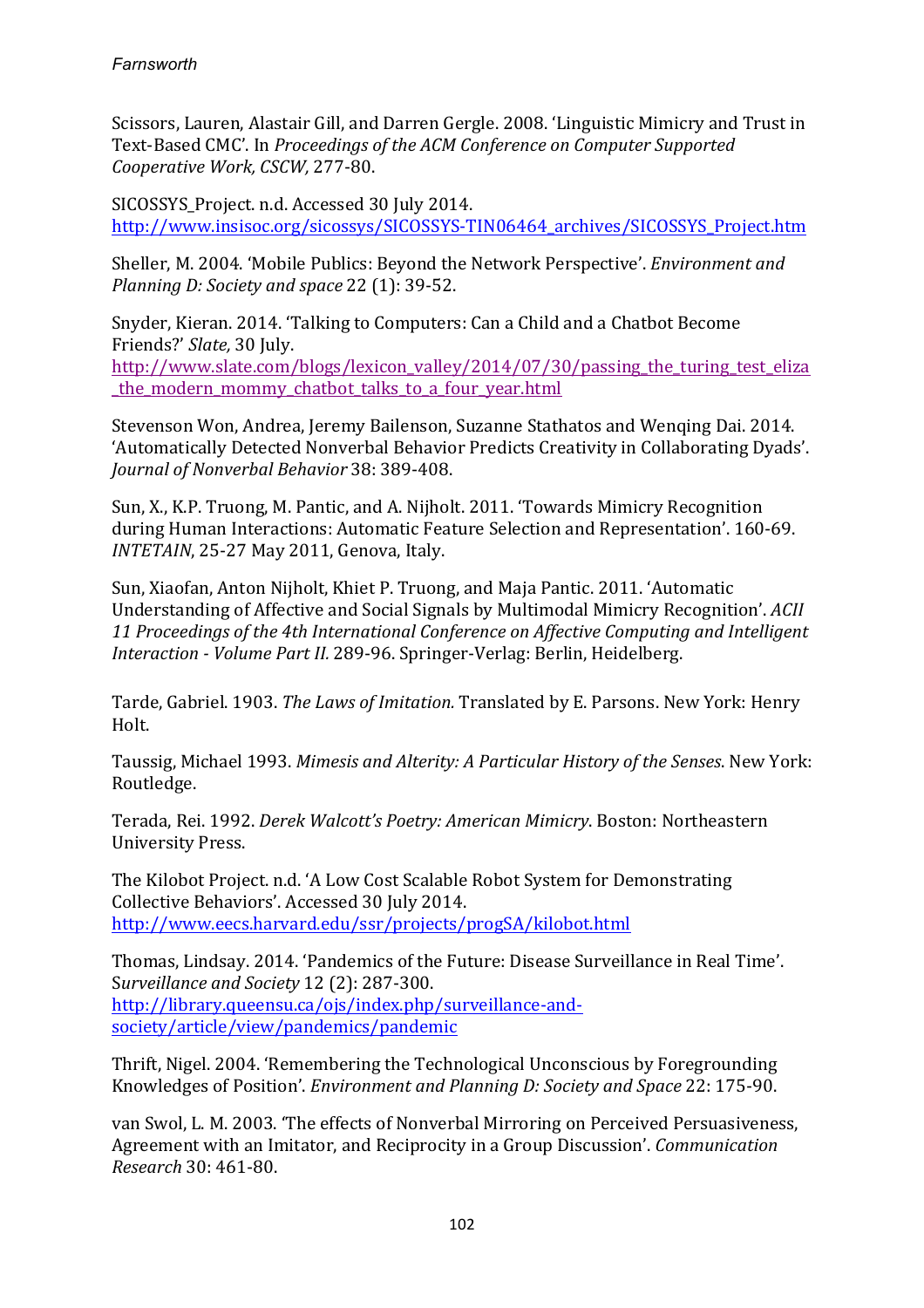Scissors, Lauren, Alastair Gill, and Darren Gergle. 2008. 'Linguistic Mimicry and Trust in Text-Based CMC'. In *Proceedings of the ACM Conference on Computer Supported Cooperative Work, CSCW,* 277-80.

SICOSSYS_Project. n.d. Accessed 30 July 2014. http://www.insisoc.org/sicossys/SICOSSYS-TIN06464_archives/SICOSSYS_Project.htm

Sheller, M. 2004. 'Mobile Publics: Beyond the Network Perspective'. *Environment and Planning D: Society and space* 22 (1): 39-52.

Snyder, Kieran. 2014. 'Talking to Computers: Can a Child and a Chatbot Become Friends?' *Slate,* 30 July. http://www.slate.com/blogs/lexicon_valley/2014/07/30/passing_the_turing_test_eliza_the_modern_mommy_chatbot_talks_to_a_four_year.html

Stevenson Won, Andrea, Jeremy Bailenson, Suzanne Stathatos and Wenqing Dai. 2014. 'Automatically Detected Nonverbal Behavior Predicts Creativity in Collaborating Dyads'. *Journal of Nonverbal Behavior* 38: 389-408.

Sun, X., K.P. Truong, M. Pantic, and A. Nijholt. 2011. 'Towards Mimicry Recognition during Human Interactions: Automatic Feature Selection and Representation'. 160-69. *INTETAIN*, 25-27 May 2011, Genova, Italy.

Sun, Xiaofan, Anton Nijholt, Khiet P. Truong, and Maja Pantic. 2011. 'Automatic Understanding of Affective and Social Signals by Multimodal Mimicry Recognition'. *ACII 11 Proceedings of the 4th International Conference on Affective Computing and Intelligent Interaction - Volume Part II.* 289-96. Springer-Verlag: Berlin, Heidelberg.

Tarde, Gabriel. 1903. *The Laws of Imitation*. Translated by E. Parsons. New York: Henry Holt.

Taussig, Michael 1993. *Mimesis and Alterity: A Particular History of the Senses*. New York: Routledge.

Terada, Rei. 1992. *Derek Walcott's Poetry: American Mimicry*. Boston: Northeastern University Press.

The Kilobot Project. n.d. 'A Low Cost Scalable Robot System for Demonstrating Collective Behaviors'. Accessed 30 July 2014. http://www.eecs.harvard.edu/ssr/projects/progSA/kilobot.html

Thomas, Lindsay. 2014. 'Pandemics of the Future: Disease Surveillance in Real Time'. *Surveillance and Society* 12 (2): 287-300. http://library.queensu.ca/ojs/index.php/surveillance-and-society/article/view/pandemics/pandemic

Thrift, Nigel. 2004. 'Remembering the Technological Unconscious by Foregrounding Knowledges of Position'. *Environment and Planning D: Society and Space* 22: 175-90.

van Swol, L. M. 2003. 'The effects of Nonverbal Mirroring on Perceived Persuasiveness, Agreement with an Imitator, and Reciprocity in a Group Discussion'. *Communication Research* 30: 461-80.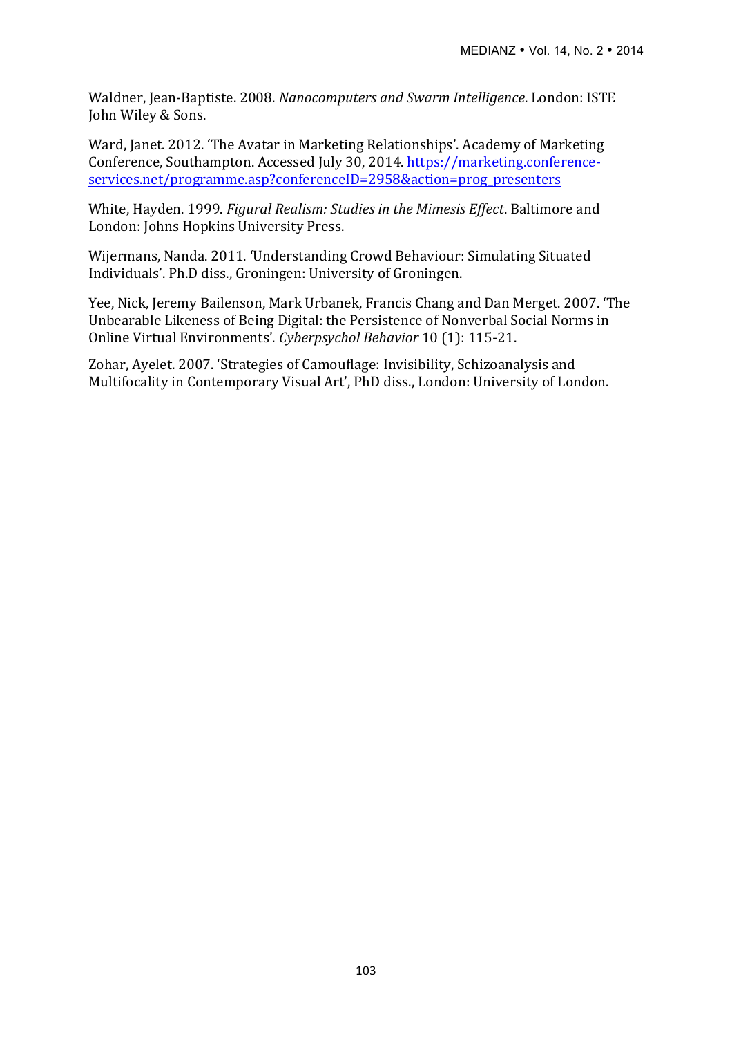Waldner, Jean-Baptiste. 2008. *Nanocomputers and Swarm Intelligence*. London: ISTE John Wiley & Sons.

Ward, Janet. 2012. 'The Avatar in Marketing Relationships'. Academy of Marketing Conference, Southampton. Accessed July 30, 2014. [https://marketing.conference-services.net/programme.asp?conferenceID=2958&action=prog_presenters](https://marketing.conference-services.net/programme.asp?conferenceID=2958&action=prog_presenters)

White, Hayden. 1999. *Figural Realism: Studies in the Mimesis Effect*. Baltimore and London: Johns Hopkins University Press.

Wijermans, Nanda. 2011. 'Understanding Crowd Behaviour: Simulating Situated Individuals'. Ph.D diss., Groningen: University of Groningen.

Yee, Nick, Jeremy Bailenson, Mark Urbanek, Francis Chang and Dan Merget. 2007. 'The Unbearable Likeness of Being Digital: the Persistence of Nonverbal Social Norms in Online Virtual Environments'. *Cyberpsychol Behavior* 10 (1): 115-21.

Zohar, Ayelet. 2007. 'Strategies of Camouflage: Invisibility, Schizoanalysis and Multifocality in Contemporary Visual Art', PhD diss., London: University of London.